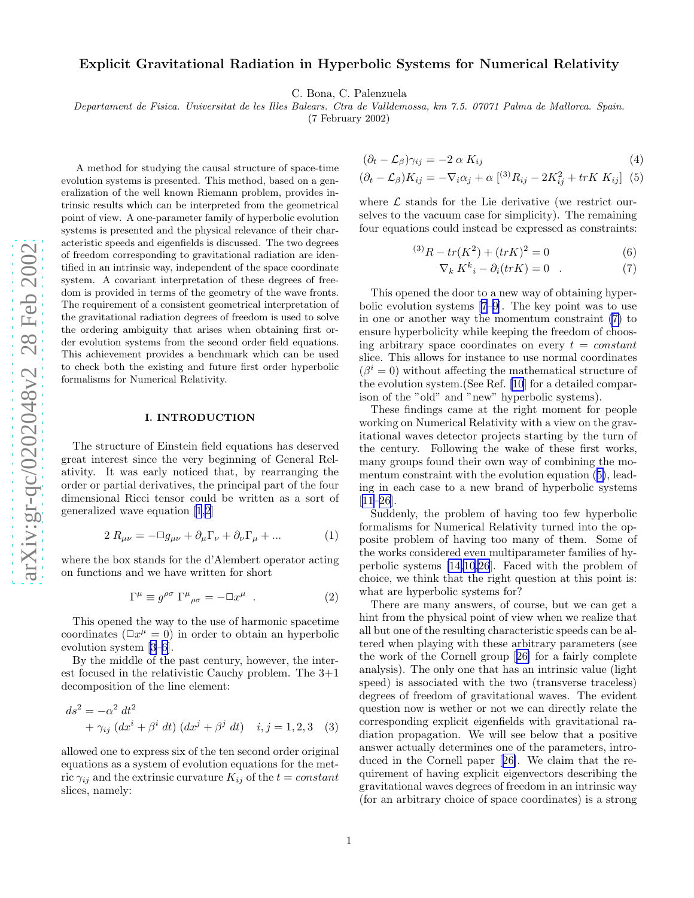# Explicit Gravitational Radiation in Hyperbolic Systems for Numerical Relativity

C. Bona, C. Palenzuela

*Departament de Fisica. Universitat de les Illes Balears. Ctra de Valldemossa, km 7.5. 07071 Palma de Mallorca. Spain.*

(7 February 2002)

A method for studying the causal structure of space-time evolution systems is presented. This method, based on a generalization of the well known Riemann problem, provides intrinsic results which can be interpreted from the geometrical point of view. A one-parameter family of hyperbolic evolution systems is presented and the physical relevance of their characteristic speeds and eigenfields is discussed. The two degrees of freedom corresponding to gravitational radiation are identified in an intrinsic way, independent of the space coordinate system. A covariant interpretation of these degrees of freedom is provided in terms of the geometry of the wave fronts. The requirement of a consistent geometrical interpretation of the gravitational radiation degrees of freedom is used to solve the ordering ambiguity that arises when obtaining first order evolution systems from the second order field equations. This achievement provides a benchmark which can be used to check both the existing and future first order hyperbolic formalisms for Numerical Relativity.

## I. INTRODUCTION

The structure of Einstein field equations has deserved great interest since the very beginning of General Relativity. It was early noticed that, by rearranging the order or partial derivatives, the principal part of the four dimensional Ricci tensor could be written as a sort of generalized wave equation [1,2]

$$2\; R_{\mu\nu} = -\Box g_{\mu\nu} + \partial_\mu \Gamma_\nu + \partial_\nu \Gamma_\mu + ... \tag{1}$$

where the box stands for the d'Alembert operator acting on functions and we have written for short

$$\Gamma^\mu \equiv g^{\rho\sigma}\; \Gamma^\mu{}_{\rho\sigma} = -\Box x^\mu \;\; . \tag{2}$$

This opened the way to the use of harmonic spacetime coordinates ($\Box x^\mu = 0$) in order to obtain an hyperbolic evolution system [3–6].

By the middle of the past century, however, the interest focused in the relativistic Cauchy problem. The 3+1 decomposition of the line element:

$$ds^2 = -\alpha^2\; dt^2 + \gamma_{ij}\; (dx^i + \beta^i\; dt)\; (dx^j + \beta^j\; dt) \quad i,j = 1,2,3 \tag{3}$$

allowed one to express six of the ten second order original equations as a system of evolution equations for the metric $\gamma_{ij}$ and the extrinsic curvature $K_{ij}$ of the $t = constant$ slices, namely:

$$(\partial_t - \mathcal{L}_\beta)\gamma_{ij} = -2\; \alpha\; K_{ij} \tag{4}$$

$$(\partial_t - \mathcal{L}_\beta)K_{ij} = -\nabla_i \alpha_j + \alpha\; [^{(3)}R_{ij} - 2K^2_{ij} + trK\; K_{ij}] \tag{5}$$

where $\mathcal{L}$ stands for the Lie derivative (we restrict ourselves to the vacuum case for simplicity). The remaining four equations could instead be expressed as constraints:

$$^{(3)}R - tr(K^2) + (trK)^2 = 0 \tag{6}$$

$$\nabla_k\; K^k{}_i - \partial_i(trK) = 0 \quad . \tag{7}$$

This opened the door to a new way of obtaining hyperbolic evolution systems [7–9]. The key point was to use in one or another way the momentum constraint (7) to ensure hyperbolicity while keeping the freedom of choosing arbitrary space coordinates on every $t = constant$ slice. This allows for instance to use normal coordinates ($\beta^i = 0$) without affecting the mathematical structure of the evolution system.(See Ref. [10] for a detailed comparison of the "old" and "new" hyperbolic systems).

These findings came at the right moment for people working on Numerical Relativity with a view on the gravitational waves detector projects starting by the turn of the century. Following the wake of these first works, many groups found their own way of combining the momentum constraint with the evolution equation (5), leading in each case to a new brand of hyperbolic systems [11–26].

Suddenly, the problem of having too few hyperbolic formalisms for Numerical Relativity turned into the opposite problem of having too many of them. Some of the works considered even multiparameter families of hyperbolic systems [14,10,26]. Faced with the problem of choice, we think that the right question at this point is: what are hyperbolic systems for?

There are many answers, of course, but we can get a hint from the physical point of view when we realize that all but one of the resulting characteristic speeds can be altered when playing with these arbitrary parameters (see the work of the Cornell group [26] for a fairly complete analysis). The only one that has an intrinsic value (light speed) is associated with the two (transverse traceless) degrees of freedom of gravitational waves. The evident question now is wether or not we can directly relate the corresponding explicit eigenfields with gravitational radiation propagation. We will see below that a positive answer actually determines one of the parameters, introduced in the Cornell paper [26]. We claim that the requirement of having explicit eigenvectors describing the gravitational waves degrees of freedom in an intrinsic way (for an arbitrary choice of space coordinates) is a strong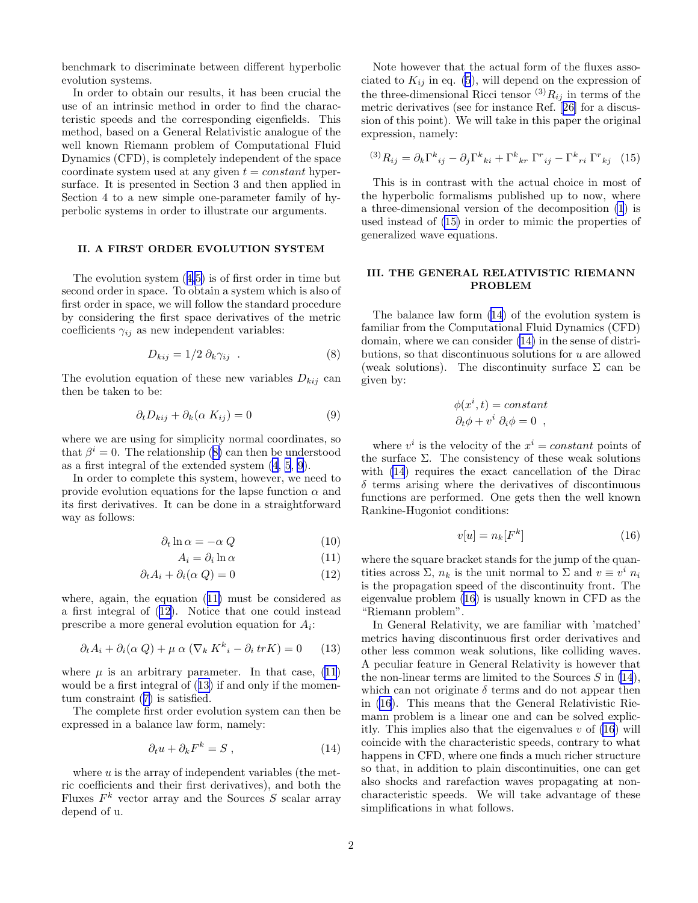benchmark to discriminate between different hyperbolic evolution systems.

In order to obtain our results, it has been crucial the use of an intrinsic method in order to find the characteristic speeds and the corresponding eigenfields. This method, based on a General Relativistic analogue of the well known Riemann problem of Computational Fluid Dynamics (CFD), is completely independent of the space coordinate system used at any given $t = constant$ hypersurface. It is presented in Section 3 and then applied in Section 4 to a new simple one-parameter family of hyperbolic systems in order to illustrate our arguments.

## II. A FIRST ORDER EVOLUTION SYSTEM

The evolution system (4,5) is of first order in time but second order in space. To obtain a system which is also of first order in space, we will follow the standard procedure by considering the first space derivatives of the metric coefficients $\gamma_{ij}$ as new independent variables:

$$D_{kij} = 1/2 \, \partial_k \gamma_{ij} \ . \tag{8}$$

The evolution equation of these new variables $D_{kij}$ can then be taken to be:

$$\partial_t D_{kij} + \partial_k(\alpha \, K_{ij}) = 0 \tag{9}$$

where we are using for simplicity normal coordinates, so that $\beta^i = 0$. The relationship (8) can then be understood as a first integral of the extended system (4, 5, 9).

In order to complete this system, however, we need to provide evolution equations for the lapse function $\alpha$ and its first derivatives. It can be done in a straightforward way as follows:

$$\partial_t \ln \alpha = -\alpha \, Q \tag{10}$$

$$A_i = \partial_i \ln \alpha \tag{11}$$

$$\partial_t A_i + \partial_i(\alpha \, Q) = 0 \tag{12}$$

where, again, the equation (11) must be considered as a first integral of (12). Notice that one could instead prescribe a more general evolution equation for $A_i$:

$$\partial_t A_i + \partial_i(\alpha \, Q) + \mu \, \alpha \, (\nabla_k \, K^k{}_i - \partial_i \, trK) = 0 \tag{13}$$

where $\mu$ is an arbitrary parameter. In that case, (11) would be a first integral of (13) if and only if the momentum constraint (7) is satisfied.

The complete first order evolution system can then be expressed in a balance law form, namely:

$$\partial_t u + \partial_k F^k = S \ , \tag{14}$$

where $u$ is the array of independent variables (the metric coefficients and their first derivatives), and both the Fluxes $F^k$ vector array and the Sources $S$ scalar array depend of u.

Note however that the actual form of the fluxes associated to $K_{ij}$ in eq. (5), will depend on the expression of the three-dimensional Ricci tensor ${}^{(3)}R_{ij}$ in terms of the metric derivatives (see for instance Ref. [26] for a discussion of this point). We will take in this paper the original expression, namely:

$${}^{(3)}R_{ij} = \partial_k \Gamma^k{}_{ij} - \partial_j \Gamma^k{}_{ki} + \Gamma^k{}_{kr} \, \Gamma^r{}_{ij} - \Gamma^k{}_{ri} \, \Gamma^r{}_{kj} \tag{15}$$

This is in contrast with the actual choice in most of the hyperbolic formalisms published up to now, where a three-dimensional version of the decomposition (1) is used instead of (15) in order to mimic the properties of generalized wave equations.

## III. THE GENERAL RELATIVISTIC RIEMANN PROBLEM

The balance law form (14) of the evolution system is familiar from the Computational Fluid Dynamics (CFD) domain, where we can consider (14) in the sense of distributions, so that discontinuous solutions for $u$ are allowed (weak solutions). The discontinuity surface $\Sigma$ can be given by:

$$\phi(x^i, t) = constant$$
$$\partial_t \phi + v^i \, \partial_i \phi = 0 \ ,$$

where $v^i$ is the velocity of the $x^i = constant$ points of the surface $\Sigma$. The consistency of these weak solutions with (14) requires the exact cancellation of the Dirac $\delta$ terms arising where the derivatives of discontinuous functions are performed. One gets then the well known Rankine-Hugoniot conditions:

$$v[u] = n_k [F^k] \tag{16}$$

where the square bracket stands for the jump of the quantities across $\Sigma$, $n_k$ is the unit normal to $\Sigma$ and $v \equiv v^i \, n_i$ is the propagation speed of the discontinuity front. The eigenvalue problem (16) is usually known in CFD as the "Riemann problem".

In General Relativity, we are familiar with 'matched' metrics having discontinuous first order derivatives and other less common weak solutions, like colliding waves. A peculiar feature in General Relativity is however that the non-linear terms are limited to the Sources $S$ in (14), which can not originate $\delta$ terms and do not appear then in (16). This means that the General Relativistic Riemann problem is a linear one and can be solved explicitly. This implies also that the eigenvalues $v$ of (16) will coincide with the characteristic speeds, contrary to what happens in CFD, where one finds a much richer structure so that, in addition to plain discontinuities, one can get also shocks and rarefaction waves propagating at non-characteristic speeds. We will take advantage of these simplifications in what follows.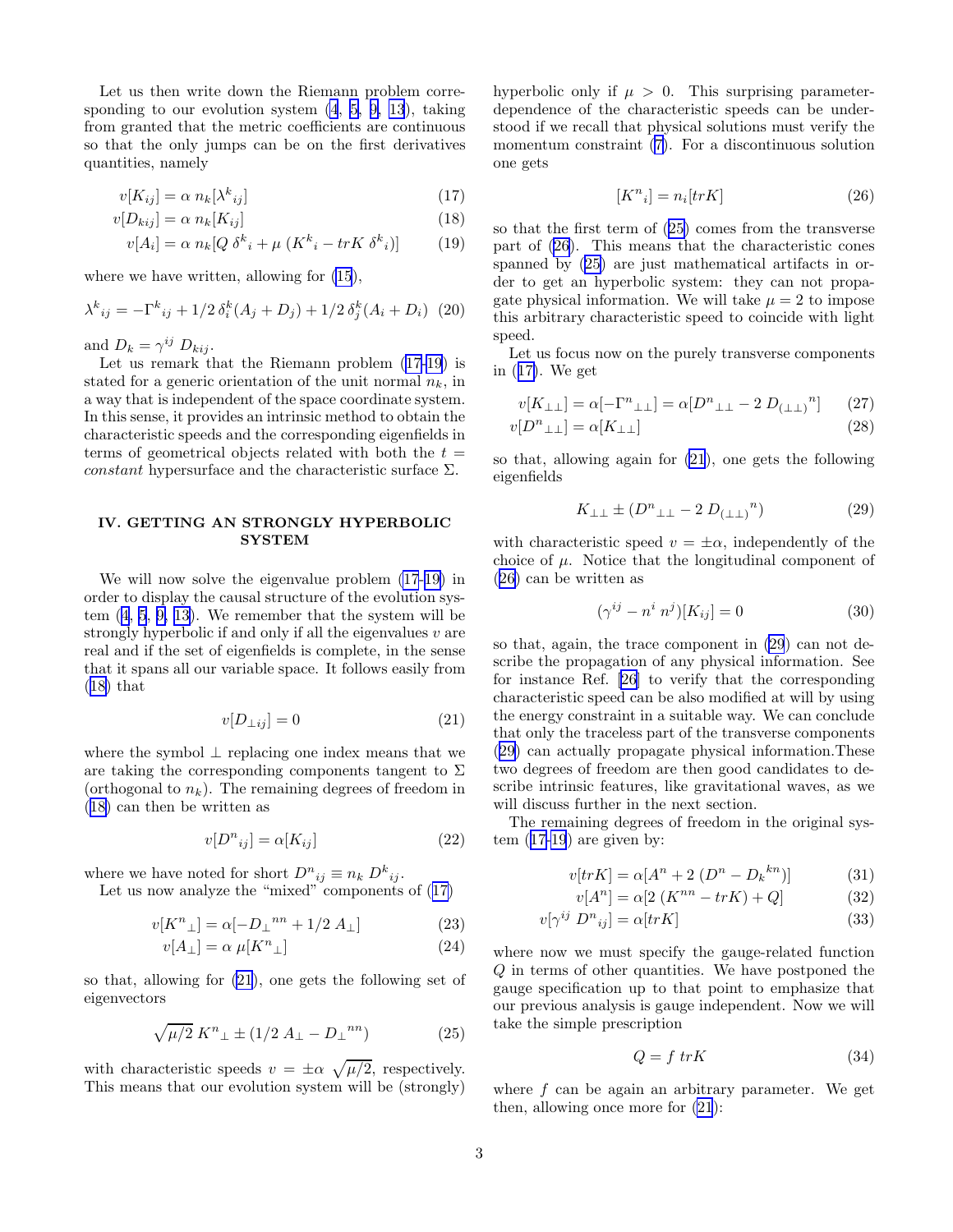Let us then write down the Riemann problem corresponding to our evolution system (4, 5, 9, 13), taking from granted that the metric coefficients are continuous so that the only jumps can be on the first derivatives quantities, namely

$$v[K_{ij}] = \alpha\, n_k [\lambda^k{}_{ij}] \tag{17}$$

$$v[D_{kij}] = \alpha\, n_k [K_{ij}] \tag{18}$$

$$v[A_i] = \alpha\, n_k [Q\, \delta^k{}_i + \mu\, (K^k{}_i - trK\, \delta^k{}_i)] \tag{19}$$

where we have written, allowing for (15),

$$\lambda^k{}_{ij} = -\Gamma^k{}_{ij} + 1/2\, \delta^k_i (A_j + D_j) + 1/2\, \delta^k_j (A_i + D_i) \tag{20}$$

and $D_k = \gamma^{ij}\, D_{kij}$.

Let us remark that the Riemann problem (17-19) is stated for a generic orientation of the unit normal $n_k$, in a way that is independent of the space coordinate system. In this sense, it provides an intrinsic method to obtain the characteristic speeds and the corresponding eigenfields in terms of geometrical objects related with both the $t =$ *constant* hypersurface and the characteristic surface $\Sigma$.

## IV. GETTING AN STRONGLY HYPERBOLIC SYSTEM

We will now solve the eigenvalue problem (17-19) in order to display the causal structure of the evolution system (4, 5, 9, 13). We remember that the system will be strongly hyperbolic if and only if all the eigenvalues $v$ are real and if the set of eigenfields is complete, in the sense that it spans all our variable space. It follows easily from (18) that

$$v[D_{\perp ij}] = 0 \tag{21}$$

where the symbol $\perp$ replacing one index means that we are taking the corresponding components tangent to $\Sigma$ (orthogonal to $n_k$). The remaining degrees of freedom in (18) can then be written as

$$v[D^n{}_{ij}] = \alpha [K_{ij}] \tag{22}$$

where we have noted for short $D^n{}_{ij} \equiv n_k\, D^k{}_{ij}$.

Let us now analyze the "mixed" components of (17)

$$v[K^n{}_\perp] = \alpha [-D_\perp{}^{nn} + 1/2\, A_\perp] \tag{23}$$

$$v[A_\perp] = \alpha\, \mu [K^n{}_\perp] \tag{24}$$

so that, allowing for (21), one gets the following set of eigenvectors

$$\sqrt{\mu/2}\; K^n{}_\perp \pm (1/2\, A_\perp - D_\perp{}^{nn}) \tag{25}$$

with characteristic speeds $v = \pm\alpha\, \sqrt{\mu/2}$, respectively. This means that our evolution system will be (strongly) hyperbolic only if $\mu > 0$. This surprising parameter-dependence of the characteristic speeds can be understood if we recall that physical solutions must verify the momentum constraint (7). For a discontinuous solution one gets

$$[K^n{}_i] = n_i [trK] \tag{26}$$

so that the first term of (25) comes from the transverse part of (26). This means that the characteristic cones spanned by (25) are just mathematical artifacts in order to get an hyperbolic system: they can not propagate physical information. We will take $\mu = 2$ to impose this arbitrary characteristic speed to coincide with light speed.

Let us focus now on the purely transverse components in (17). We get

$$v[K_{\perp\perp}] = \alpha [-\Gamma^n{}_{\perp\perp}] = \alpha [D^n{}_{\perp\perp} - 2\, D_{(\perp\perp)}{}^n] \tag{27}$$

$$v[D^n{}_{\perp\perp}] = \alpha [K_{\perp\perp}] \tag{28}$$

so that, allowing again for (21), one gets the following eigenfields

$$K_{\perp\perp} \pm (D^n{}_{\perp\perp} - 2\, D_{(\perp\perp)}{}^n) \tag{29}$$

with characteristic speed $v = \pm\alpha$, independently of the choice of $\mu$. Notice that the longitudinal component of (26) can be written as

$$(\gamma^{ij} - n^i\, n^j)[K_{ij}] = 0 \tag{30}$$

so that, again, the trace component in (29) can not describe the propagation of any physical information. See for instance Ref. [26] to verify that the corresponding characteristic speed can be also modified at will by using the energy constraint in a suitable way. We can conclude that only the traceless part of the transverse components (29) can actually propagate physical information.These two degrees of freedom are then good candidates to describe intrinsic features, like gravitational waves, as we will discuss further in the next section.

The remaining degrees of freedom in the original system (17-19) are given by:

$$v[trK] = \alpha [A^n + 2\, (D^n - D_k{}^{kn})] \tag{31}$$

$$v[A^n] = \alpha [2\, (K^{nn} - trK) + Q] \tag{32}$$

$$v[\gamma^{ij}\, D^n{}_{ij}] = \alpha [trK] \tag{33}$$

where now we must specify the gauge-related function $Q$ in terms of other quantities. We have postponed the gauge specification up to that point to emphasize that our previous analysis is gauge independent. Now we will take the simple prescription

$$Q = f\; trK \tag{34}$$

where $f$ can be again an arbitrary parameter. We get then, allowing once more for (21):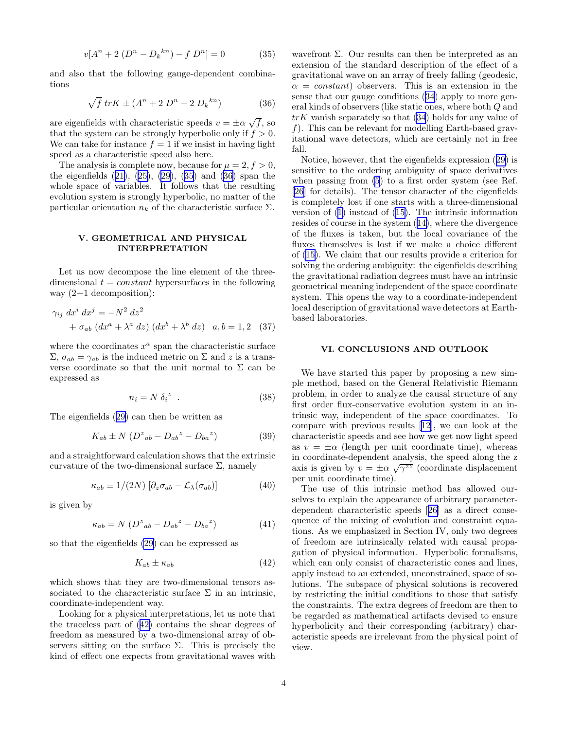$$v[A^n + 2\,(D^n - D_k{}^{kn}) - f\;D^n] = 0 \tag{35}$$

and also that the following gauge-dependent combinations

$$\sqrt{f}\;trK \pm (A^n + 2\;D^n - 2\;D_k{}^{kn}) \tag{36}$$

are eigenfields with characteristic speeds $v = \pm\alpha\,\sqrt{f}$, so that the system can be strongly hyperbolic only if $f > 0$. We can take for instance $f = 1$ if we insist in having light speed as a characteristic speed also here.

The analysis is complete now, because for $\mu = 2, f > 0$, the eigenfields (21), (25), (29), (35) and (36) span the whole space of variables. It follows that the resulting evolution system is strongly hyperbolic, no matter of the particular orientation $n_k$ of the characteristic surface $\Sigma$.

## V. GEOMETRICAL AND PHYSICAL INTERPRETATION

Let us now decompose the line element of the three-dimensional $t = constant$ hypersurfaces in the following way (2+1 decomposition):

$$\gamma_{ij}\;dx^i\;dx^j = -N^2\;dz^2 \\ +\;\sigma_{ab}\;(dx^a + \lambda^a\;dz)\;(dx^b + \lambda^b\;dz) \quad a,b = 1,2 \tag{37}$$

where the coordinates $x^a$ span the characteristic surface $\Sigma$, $\sigma_{ab} = \gamma_{ab}$ is the induced metric on $\Sigma$ and $z$ is a transverse coordinate so that the unit normal to $\Sigma$ can be expressed as

$$n_i = N\;\delta_i{}^z \;\;. \tag{38}$$

The eigenfields (29) can then be written as

$$K_{ab} \pm N\;(D^z{}_{ab} - D_{ab}{}^z - D_{ba}{}^z) \tag{39}$$

and a straightforward calculation shows that the extrinsic curvature of the two-dimensional surface $\Sigma$, namely

$$\kappa_{ab} \equiv 1/(2N)\;[\partial_z\sigma_{ab} - \mathcal{L}_\lambda(\sigma_{ab})] \tag{40}$$

is given by

$$\kappa_{ab} = N\;(D^z{}_{ab} - D_{ab}{}^z - D_{ba}{}^z) \tag{41}$$

so that the eigenfields (29) can be expressed as

$$K_{ab} \pm \kappa_{ab} \tag{42}$$

which shows that they are two-dimensional tensors associated to the characteristic surface $\Sigma$ in an intrinsic, coordinate-independent way.

Looking for a physical interpretations, let us note that the traceless part of (42) contains the shear degrees of freedom as measured by a two-dimensional array of observers sitting on the surface $\Sigma$. This is precisely the kind of effect one expects from gravitational waves with wavefront $\Sigma$. Our results can then be interpreted as an extension of the standard description of the effect of a gravitational wave on an array of freely falling (geodesic, $\alpha = constant$) observers. This is an extension in the sense that our gauge conditions (34) apply to more general kinds of observers (like static ones, where both $Q$ and $trK$ vanish separately so that (34) holds for any value of $f$). This can be relevant for modelling Earth-based gravitational wave detectors, which are certainly not in free fall.

Notice, however, that the eigenfields expression (29) is sensitive to the ordering ambiguity of space derivatives when passing from (5) to a first order system (see Ref. [26] for details). The tensor character of the eigenfields is completely lost if one starts with a three-dimensional version of (1) instead of (15). The intrinsic information resides of course in the system (14), where the divergence of the fluxes is taken, but the local covariance of the fluxes themselves is lost if we make a choice different of (15). We claim that our results provide a criterion for solving the ordering ambiguity: the eigenfields describing the gravitational radiation degrees must have an intrinsic geometrical meaning independent of the space coordinate system. This opens the way to a coordinate-independent local description of gravitational wave detectors at Earth-based laboratories.

## VI. CONCLUSIONS AND OUTLOOK

We have started this paper by proposing a new simple method, based on the General Relativistic Riemann problem, in order to analyze the causal structure of any first order flux-conservative evolution system in an intrinsic way, independent of the space coordinates. To compare with previous results [12], we can look at the characteristic speeds and see how we get now light speed as $v = \pm\alpha$ (length per unit coordinate time), whereas in coordinate-dependent analysis, the speed along the z axis is given by $v = \pm\alpha\,\sqrt{\gamma^{zz}}$ (coordinate displacement per unit coordinate time).

The use of this intrinsic method has allowed ourselves to explain the appearance of arbitrary parameter-dependent characteristic speeds [26] as a direct consequence of the mixing of evolution and constraint equations. As we emphasized in Section IV, only two degrees of freedom are intrinsically related with causal propagation of physical information. Hyperbolic formalisms, which can only consist of characteristic cones and lines, apply instead to an extended, unconstrained, space of solutions. The subspace of physical solutions is recovered by restricting the initial conditions to those that satisfy the constraints. The extra degrees of freedom are then to be regarded as mathematical artifacts devised to ensure hyperbolicity and their corresponding (arbitrary) characteristic speeds are irrelevant from the physical point of view.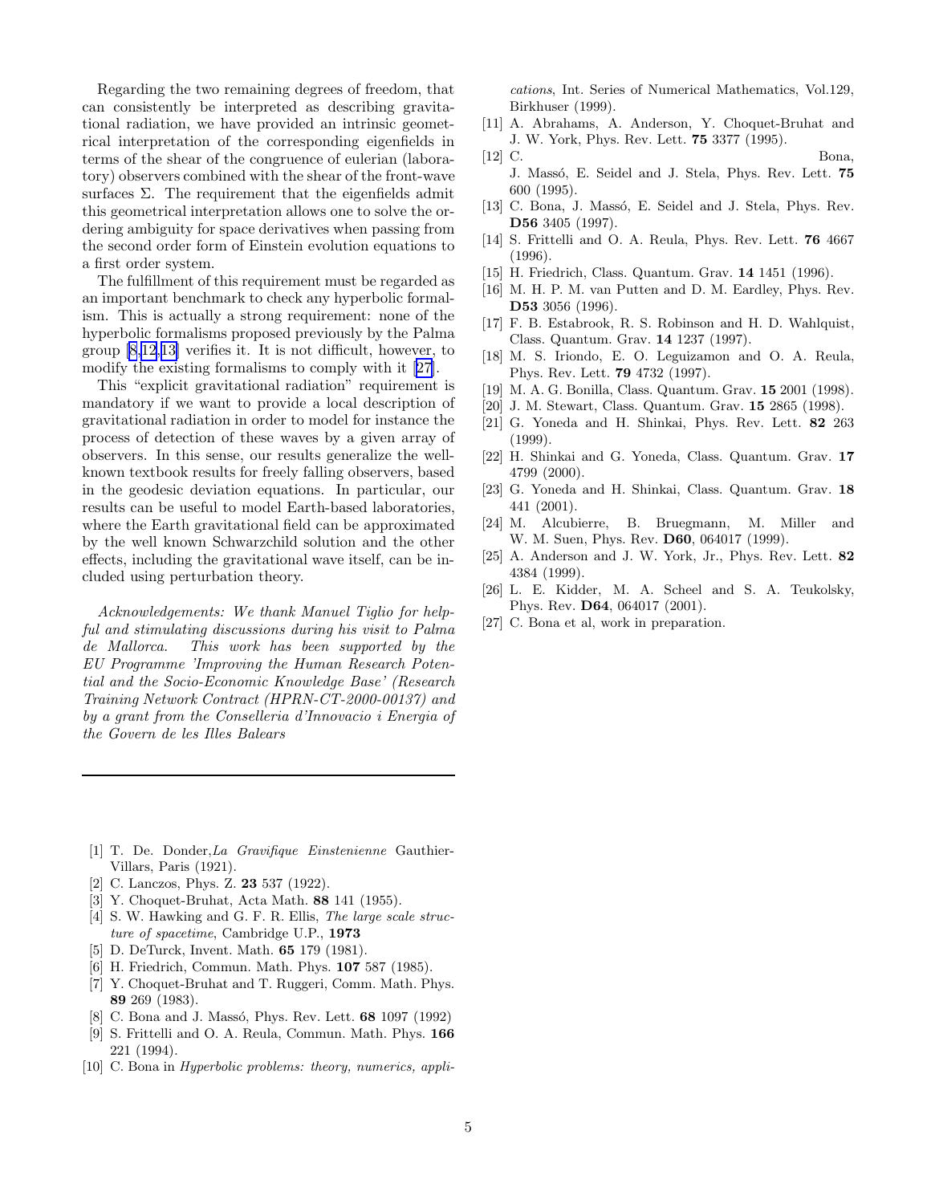Regarding the two remaining degrees of freedom, that can consistently be interpreted as describing gravitational radiation, we have provided an intrinsic geometrical interpretation of the corresponding eigenfields in terms of the shear of the congruence of eulerian (laboratory) observers combined with the shear of the front-wave surfaces $\Sigma$. The requirement that the eigenfields admit this geometrical interpretation allows one to solve the ordering ambiguity for space derivatives when passing from the second order form of Einstein evolution equations to a first order system.

The fulfillment of this requirement must be regarded as an important benchmark to check any hyperbolic formalism. This is actually a strong requirement: none of the hyperbolic formalisms proposed previously by the Palma group [8,12,13] verifies it. It is not difficult, however, to modify the existing formalisms to comply with it [27].

This "explicit gravitational radiation" requirement is mandatory if we want to provide a local description of gravitational radiation in order to model for instance the process of detection of these waves by a given array of observers. In this sense, our results generalize the well-known textbook results for freely falling observers, based in the geodesic deviation equations. In particular, our results can be useful to model Earth-based laboratories, where the Earth gravitational field can be approximated by the well known Schwarzchild solution and the other effects, including the gravitational wave itself, can be included using perturbation theory.

*Acknowledgements: We thank Manuel Tiglio for helpful and stimulating discussions during his visit to Palma de Mallorca. This work has been supported by the EU Programme 'Improving the Human Research Potential and the Socio-Economic Knowledge Base' (Research Training Network Contract (HPRN-CT-2000-00137) and by a grant from the Conselleria d'Innovacio i Energia of the Govern de les Illes Balears*

---

[1] T. De. Donder, *La Gravifique Einstenienne* Gauthier-Villars, Paris (1921).

[2] C. Lanczos, Phys. Z. **23** 537 (1922).

[3] Y. Choquet-Bruhat, Acta Math. **88** 141 (1955).

[4] S. W. Hawking and G. F. R. Ellis, *The large scale structure of spacetime*, Cambridge U.P., **1973**

[5] D. DeTurck, Invent. Math. **65** 179 (1981).

[6] H. Friedrich, Commun. Math. Phys. **107** 587 (1985).

[7] Y. Choquet-Bruhat and T. Ruggeri, Comm. Math. Phys. **89** 269 (1983).

[8] C. Bona and J. Massó, Phys. Rev. Lett. **68** 1097 (1992)

[9] S. Frittelli and O. A. Reula, Commun. Math. Phys. **166** 221 (1994).

[10] C. Bona in *Hyperbolic problems: theory, numerics, applications*, Int. Series of Numerical Mathematics, Vol.129, Birkhuser (1999).

[11] A. Abrahams, A. Anderson, Y. Choquet-Bruhat and J. W. York, Phys. Rev. Lett. **75** 3377 (1995).

[12] C. Bona, J. Massó, E. Seidel and J. Stela, Phys. Rev. Lett. **75** 600 (1995).

[13] C. Bona, J. Massó, E. Seidel and J. Stela, Phys. Rev. **D56** 3405 (1997).

[14] S. Frittelli and O. A. Reula, Phys. Rev. Lett. **76** 4667 (1996).

[15] H. Friedrich, Class. Quantum. Grav. **14** 1451 (1996).

[16] M. H. P. M. van Putten and D. M. Eardley, Phys. Rev. **D53** 3056 (1996).

[17] F. B. Estabrook, R. S. Robinson and H. D. Wahlquist, Class. Quantum. Grav. **14** 1237 (1997).

[18] M. S. Iriondo, E. O. Leguizamon and O. A. Reula, Phys. Rev. Lett. **79** 4732 (1997).

[19] M. A. G. Bonilla, Class. Quantum. Grav. **15** 2001 (1998).

[20] J. M. Stewart, Class. Quantum. Grav. **15** 2865 (1998).

[21] G. Yoneda and H. Shinkai, Phys. Rev. Lett. **82** 263 (1999).

[22] H. Shinkai and G. Yoneda, Class. Quantum. Grav. **17** 4799 (2000).

[23] G. Yoneda and H. Shinkai, Class. Quantum. Grav. **18** 441 (2001).

[24] M. Alcubierre, B. Bruegmann, M. Miller and W. M. Suen, Phys. Rev. **D60**, 064017 (1999).

[25] A. Anderson and J. W. York, Jr., Phys. Rev. Lett. **82** 4384 (1999).

[26] L. E. Kidder, M. A. Scheel and S. A. Teukolsky, Phys. Rev. **D64**, 064017 (2001).

[27] C. Bona et al, work in preparation.